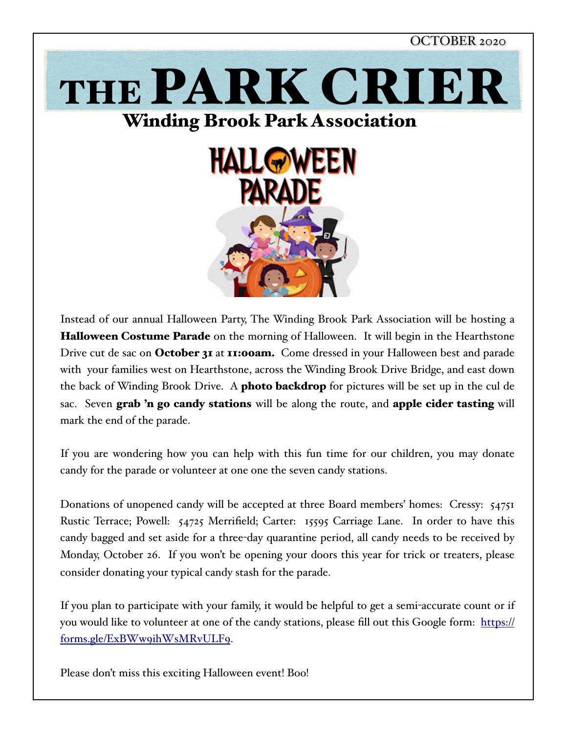OCTOBER 2020

# THE PARK CRIER

## Winding Brook Park Association

HALLOWEEN PARADE

Instead of our annual Halloween Party, The Winding Brook Park Association will be hosting a **Halloween Costume Parade** on the morning of Halloween. It will begin in the Hearthstone Drive cut de sac on **October 31** at **11:00am.** Come dressed in your Halloween best and parade with your families west on Hearthstone, across the Winding Brook Drive Bridge, and east down the back of Winding Brook Drive. A **photo backdrop** for pictures will be set up in the cul de sac. Seven **grab 'n go candy stations** will be along the route, and **apple cider tasting** will mark the end of the parade.

If you are wondering how you can help with this fun time for our children, you may donate candy for the parade or volunteer at one one the seven candy stations.

Donations of unopened candy will be accepted at three Board members' homes: Cressy: 54751 Rustic Terrace; Powell: 54725 Merrifield; Carter: 15595 Carriage Lane. In order to have this candy bagged and set aside for a three-day quarantine period, all candy needs to be received by Monday, October 26. If you won't be opening your doors this year for trick or treaters, please consider donating your typical candy stash for the parade.

If you plan to participate with your family, it would be helpful to get a semi-accurate count or if you would like to volunteer at one of the candy stations, please fill out this Google form: [https://forms.gle/ExBWw9ihWsMRvULF9](https://forms.gle/ExBWw9ihWsMRvULF9).

Please don't miss this exciting Halloween event! Boo!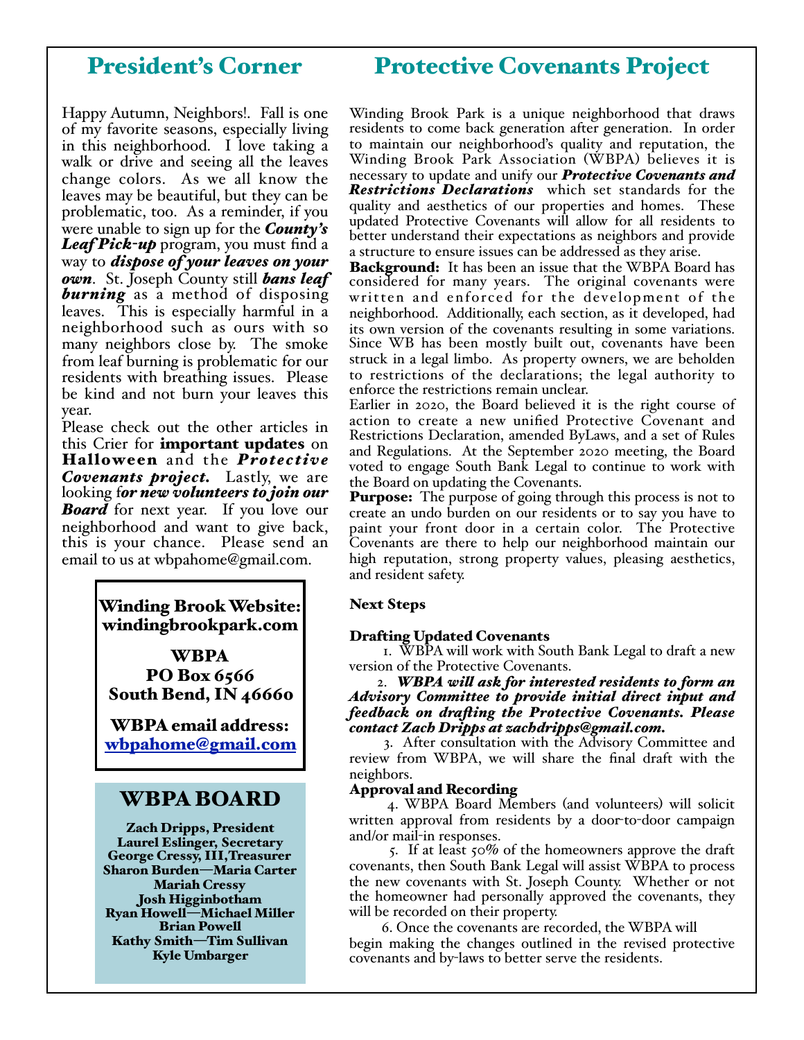## President's Corner

Happy Autumn, Neighbors!. Fall is one of my favorite seasons, especially living in this neighborhood. I love taking a walk or drive and seeing all the leaves change colors. As we all know the leaves may be beautiful, but they can be problematic, too. As a reminder, if you were unable to sign up for the ***County's Leaf Pick-up*** program, you must find a way to ***dispose of your leaves on your own***. St. Joseph County still ***bans leaf burning*** as a method of disposing leaves. This is especially harmful in a neighborhood such as ours with so many neighbors close by. The smoke from leaf burning is problematic for our residents with breathing issues. Please be kind and not burn your leaves this year.

Please check out the other articles in this Crier for **important updates** on **Halloween** and the ***Protective Covenants project.*** Lastly, we are looking f***or new volunteers to join our Board*** for next year. If you love our neighborhood and want to give back, this is your chance. Please send an email to us at wbpahome@gmail.com.

**Winding Brook Website: windingbrookpark.com**

**WBPA**
**PO Box 6566**
**South Bend, IN 46660**

**WBPA email address:**
**wbpahome@gmail.com**

### WBPA BOARD

**Zach Dripps, President**
**Laurel Eslinger, Secretary**
**George Cressy, III, Treasurer**
**Sharon Burden—Maria Carter**
**Mariah Cressy**
**Josh Higginbotham**
**Ryan Howell—Michael Miller**
**Brian Powell**
**Kathy Smith—Tim Sullivan**
**Kyle Umbarger**

## Protective Covenants Project

Winding Brook Park is a unique neighborhood that draws residents to come back generation after generation. In order to maintain our neighborhood's quality and reputation, the Winding Brook Park Association (WBPA) believes it is necessary to update and unify our ***Protective Covenants and Restrictions Declarations*** which set standards for the quality and aesthetics of our properties and homes. These updated Protective Covenants will allow for all residents to better understand their expectations as neighbors and provide a structure to ensure issues can be addressed as they arise.

**Background:** It has been an issue that the WBPA Board has considered for many years. The original covenants were written and enforced for the development of the neighborhood. Additionally, each section, as it developed, had its own version of the covenants resulting in some variations. Since WB has been mostly built out, covenants have been struck in a legal limbo. As property owners, we are beholden to restrictions of the declarations; the legal authority to enforce the restrictions remain unclear.

Earlier in 2020, the Board believed it is the right course of action to create a new unified Protective Covenant and Restrictions Declaration, amended ByLaws, and a set of Rules and Regulations. At the September 2020 meeting, the Board voted to engage South Bank Legal to continue to work with the Board on updating the Covenants.

**Purpose:** The purpose of going through this process is not to create an undo burden on our residents or to say you have to paint your front door in a certain color. The Protective Covenants are there to help our neighborhood maintain our high reputation, strong property values, pleasing aesthetics, and resident safety.

**Next Steps**

**Drafting Updated Covenants**

1. WBPA will work with South Bank Legal to draft a new version of the Protective Covenants.
2. ***WBPA will ask for interested residents to form an Advisory Committee to provide initial direct input and feedback on drafting the Protective Covenants. Please contact Zach Dripps at zachdripps@gmail.com.***
3. After consultation with the Advisory Committee and review from WBPA, we will share the final draft with the neighbors.

**Approval and Recording**

4. WBPA Board Members (and volunteers) will solicit written approval from residents by a door-to-door campaign and/or mail-in responses.
5. If at least 50% of the homeowners approve the draft covenants, then South Bank Legal will assist WBPA to process the new covenants with St. Joseph County. Whether or not the homeowner had personally approved the covenants, they will be recorded on their property.
6. Once the covenants are recorded, the WBPA will begin making the changes outlined in the revised protective covenants and by-laws to better serve the residents.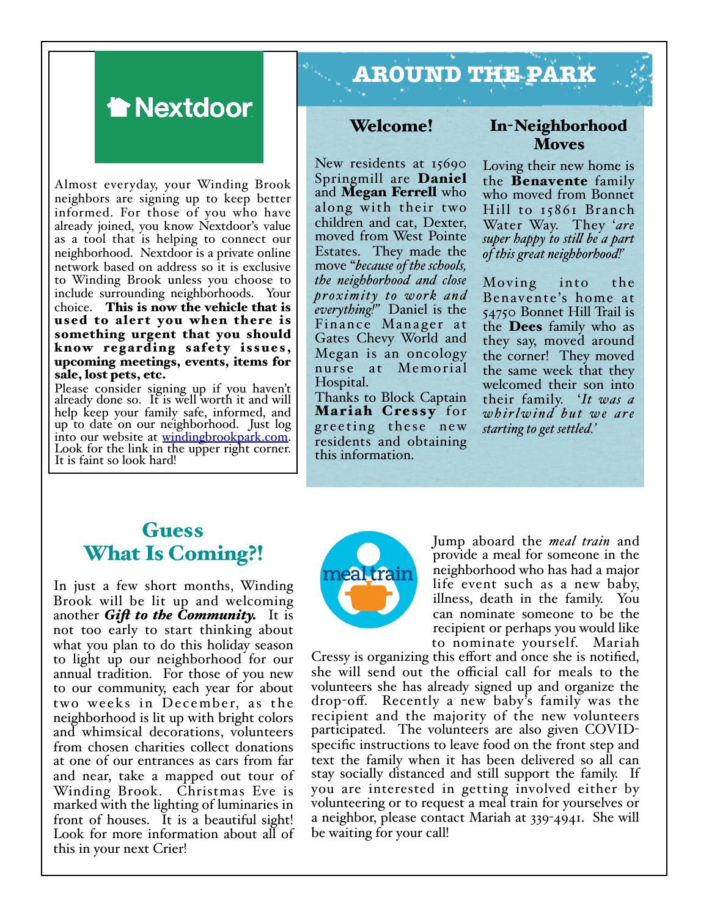**Nextdoor**

Almost everyday, your Winding Brook neighbors are signing up to keep better informed. For those of you who have already joined, you know Nextdoor's value as a tool that is helping to connect our neighborhood. Nextdoor is a private online network based on address so it is exclusive to Winding Brook unless you choose to include surrounding neighborhoods. Your choice. **This is now the vehicle that is used to alert you when there is something urgent that you should know regarding safety issues, upcoming meetings, events, items for sale, lost pets, etc.**

Please consider signing up if you haven't already done so. It is well worth it and will help keep your family safe, informed, and up to date on our neighborhood. Just log into our website at windingbrookpark.com. Look for the link in the upper right corner. It is faint so look hard!

# AROUND THE PARK

## Welcome!

New residents at 15690 Springmill are **Daniel** and **Megan Ferrell** who along with their two children and cat, Dexter, moved from West Pointe Estates. They made the move "*because of the schools, the neighborhood and close proximity to work and everything!*" Daniel is the Finance Manager at Gates Chevy World and Megan is an oncology nurse at Memorial Hospital.

Thanks to Block Captain **Mariah Cressy** for greeting these new residents and obtaining this information.

## In-Neighborhood Moves

Loving their new home is the **Benavente** family who moved from Bonnet Hill to 15861 Branch Water Way. They '*are super happy to still be a part of this great neighborhood!*'

Moving into the Benavente's home at 54750 Bonnet Hill Trail is the **Dees** family who as they say, moved around the corner! They moved the same week that they welcomed their son into their family. '*It was a whirlwind but we are starting to get settled.*'

## Guess What Is Coming?!

In just a few short months, Winding Brook will be lit up and welcoming another ***Gift to the Community.*** It is not too early to start thinking about what you plan to do this holiday season to light up our neighborhood for our annual tradition. For those of you new to our community, each year for about two weeks in December, as the neighborhood is lit up with bright colors and whimsical decorations, volunteers from chosen charities collect donations at one of our entrances as cars from far and near, take a mapped out tour of Winding Brook. Christmas Eve is marked with the lighting of luminaries in front of houses. It is a beautiful sight! Look for more information about all of this in your next Crier!

**meal train**

Jump aboard the *meal train* and provide a meal for someone in the neighborhood who has had a major life event such as a new baby, illness, death in the family. You can nominate someone to be the recipient or perhaps you would like to nominate yourself. Mariah Cressy is organizing this effort and once she is notified, she will send out the official call for meals to the volunteers she has already signed up and organize the drop-off. Recently a new baby's family was the recipient and the majority of the new volunteers participated. The volunteers are also given COVID-specific instructions to leave food on the front step and text the family when it has been delivered so all can stay socially distanced and still support the family. If you are interested in getting involved either by volunteering or to request a meal train for yourselves or a neighbor, please contact Mariah at 339-4941. She will be waiting for your call!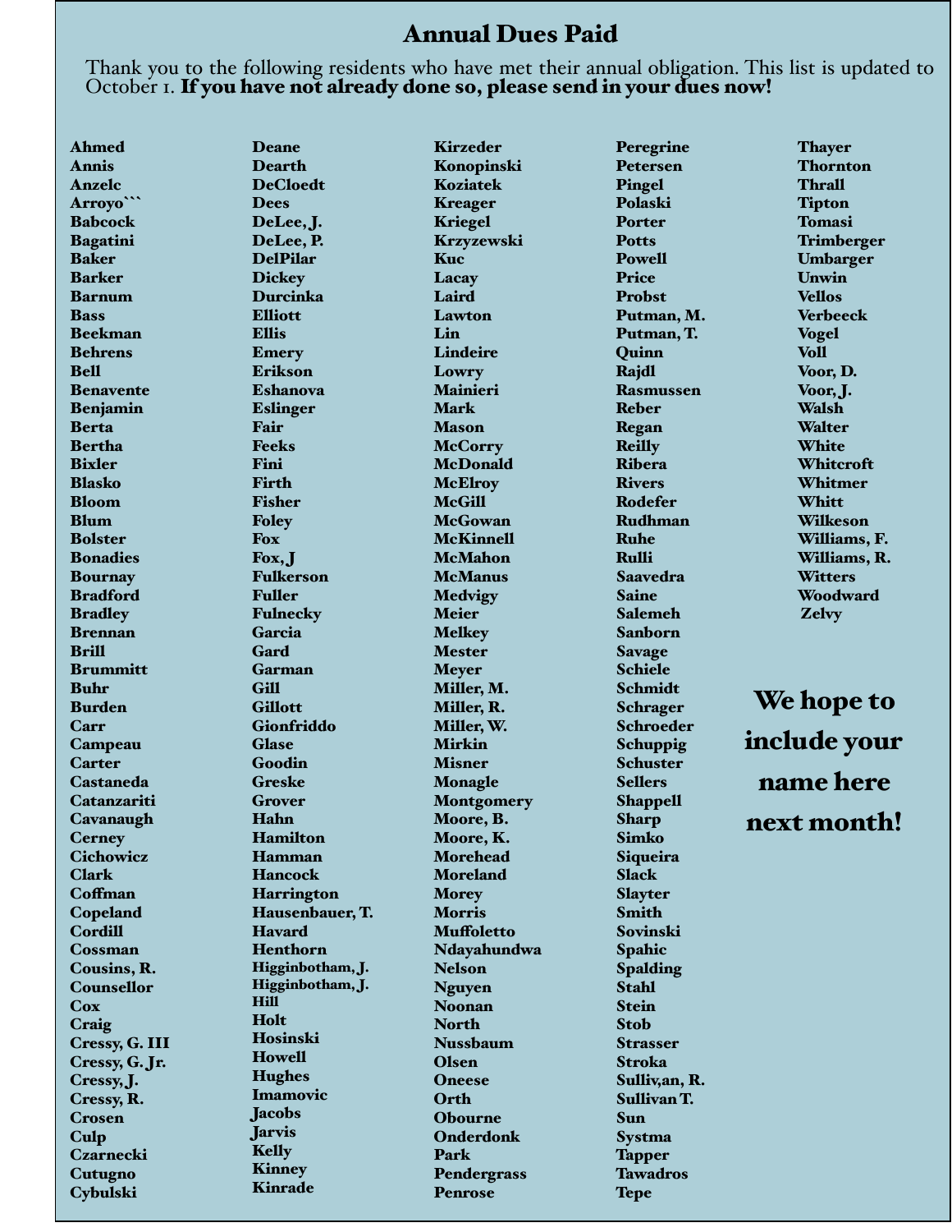## Annual Dues Paid

Thank you to the following residents who have met their annual obligation. This list is updated to October 1. **If you have not already done so, please send in your dues now!**

**Ahmed**
**Annis**
**Anzelc**
**Arroyo```**
**Babcock**
**Bagatini**
**Baker**
**Barker**
**Barnum**
**Bass**
**Beekman**
**Behrens**
**Bell**
**Benavente**
**Benjamin**
**Berta**
**Bertha**
**Bixler**
**Blasko**
**Bloom**
**Blum**
**Bolster**
**Bonadies**
**Bournay**
**Bradford**
**Bradley**
**Brennan**
**Brill**
**Brummitt**
**Buhr**
**Burden**
**Carr**
**Campeau**
**Carter**
**Castaneda**
**Catanzariti**
**Cavanaugh**
**Cerney**
**Cichowicz**
**Clark**
**Coffman**
**Copeland**
**Cordill**
**Cossman**
**Cousins, R.**
**Counsellor**
**Cox**
**Craig**
**Cressy, G. III**
**Cressy, G. Jr.**
**Cressy, J.**
**Cressy, R.**
**Crosen**
**Culp**
**Czarnecki**
**Cutugno**
**Cybulski**
**Deane**
**Dearth**
**DeCloedt**
**Dees**
**DeLee, J.**
**DeLee, P.**
**DelPilar**
**Dickey**
**Durcinka**
**Elliott**
**Ellis**
**Emery**
**Erikson**
**Eshanova**
**Eslinger**
**Fair**
**Feeks**
**Fini**
**Firth**
**Fisher**
**Foley**
**Fox**
**Fox, J**
**Fulkerson**
**Fuller**
**Fulnecky**
**Garcia**
**Gard**
**Garman**
**Gill**
**Gillott**
**Gionfriddo**
**Glase**
**Goodin**
**Greske**
**Grover**
**Hahn**
**Hamilton**
**Hamman**
**Hancock**
**Harrington**
**Hausenbauer, T.**
**Havard**
**Henthorn**
**Higginbotham, J.**
**Higginbotham, J.**
**Hill**
**Holt**
**Hosinski**
**Howell**
**Hughes**
**Imamovic**
**Jacobs**
**Jarvis**
**Kelly**
**Kinney**
**Kinrade**
**Kirzeder**
**Konopinski**
**Koziatek**
**Kreager**
**Kriegel**
**Krzyzewski**
**Kuc**
**Lacay**
**Laird**
**Lawton**
**Lin**
**Lindeire**
**Lowry**
**Mainieri**
**Mark**
**Mason**
**McCorry**
**McDonald**
**McElroy**
**McGill**
**McGowan**
**McKinnell**
**McMahon**
**McManus**
**Medvigy**
**Meier**
**Melkey**
**Mester**
**Meyer**
**Miller, M.**
**Miller, R.**
**Miller, W.**
**Mirkin**
**Misner**
**Monagle**
**Montgomery**
**Moore, B.**
**Moore, K.**
**Morehead**
**Moreland**
**Morey**
**Morris**
**Muffoletto**
**Ndayahundwa**
**Nelson**
**Nguyen**
**Noonan**
**North**
**Nussbaum**
**Olsen**
**Oneese**
**Orth**
**Obourne**
**Onderdonk**
**Park**
**Pendergrass**
**Penrose**
**Peregrine**
**Petersen**
**Pingel**
**Polaski**
**Porter**
**Potts**
**Powell**
**Price**
**Probst**
**Putman, M.**
**Putman, T.**
**Quinn**
**Rajdl**
**Rasmussen**
**Reber**
**Regan**
**Reilly**
**Ribera**
**Rivers**
**Rodefer**
**Rudhman**
**Ruhe**
**Rulli**
**Saavedra**
**Saine**
**Salemeh**
**Sanborn**
**Savage**
**Schiele**
**Schmidt**
**Schrager**
**Schroeder**
**Schuppig**
**Schuster**
**Sellers**
**Shappell**
**Sharp**
**Simko**
**Siqueira**
**Slack**
**Slayter**
**Smith**
**Sovinski**
**Spahic**
**Spalding**
**Stahl**
**Stein**
**Stob**
**Strasser**
**Stroka**
**Sulliv,an, R.**
**Sullivan T.**
**Sun**
**Systma**
**Tapper**
**Tawadros**
**Tepe**
**Thayer**
**Thornton**
**Thrall**
**Tipton**
**Tomasi**
**Trimberger**
**Umbarger**
**Unwin**
**Vellos**
**Verbeeck**
**Vogel**
**Voll**
**Voor, D.**
**Voor, J.**
**Walsh**
**Walter**
**White**
**Whitcroft**
**Whitmer**
**Whitt**
**Wilkeson**
**Williams, F.**
**Williams, R.**
**Witters**
**Woodward**
**Zelvy**

**We hope to include your name here next month!**